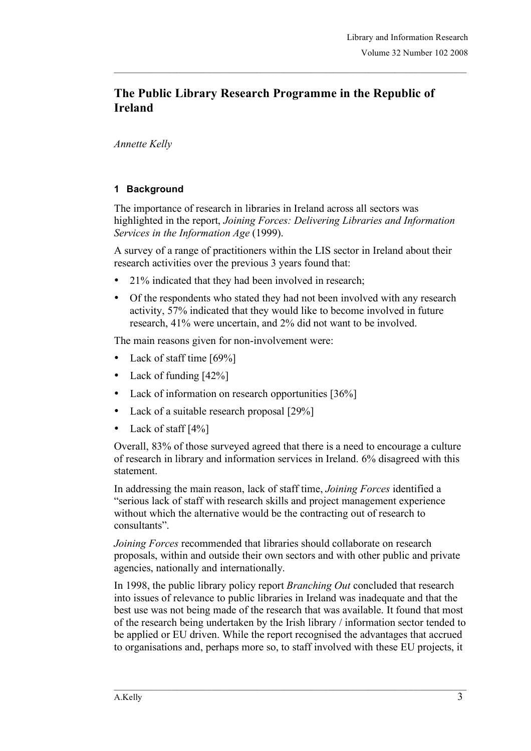# The Public Library Research Programme in the Republic of Ireland

*Annette Kelly*

## 1 Background

The importance of research in libraries in Ireland across all sectors was highlighted in the report, *Joining Forces: Delivering Libraries and Information Services in the Information Age* (1999).

A survey of a range of practitioners within the LIS sector in Ireland about their research activities over the previous 3 years found that:

- 21% indicated that they had been involved in research;
- Of the respondents who stated they had not been involved with any research activity, 57% indicated that they would like to become involved in future research, 41% were uncertain, and 2% did not want to be involved.

The main reasons given for non-involvement were:

- Lack of staff time [69%]
- Lack of funding [42%]
- Lack of information on research opportunities [36%]
- Lack of a suitable research proposal [29%]
- Lack of staff [4%]

Overall, 83% of those surveyed agreed that there is a need to encourage a culture of research in library and information services in Ireland. 6% disagreed with this statement.

In addressing the main reason, lack of staff time, *Joining Forces* identified a "serious lack of staff with research skills and project management experience without which the alternative would be the contracting out of research to consultants".

*Joining Forces* recommended that libraries should collaborate on research proposals, within and outside their own sectors and with other public and private agencies, nationally and internationally.

In 1998, the public library policy report *Branching Out* concluded that research into issues of relevance to public libraries in Ireland was inadequate and that the best use was not being made of the research that was available. It found that most of the research being undertaken by the Irish library / information sector tended to be applied or EU driven. While the report recognised the advantages that accrued to organisations and, perhaps more so, to staff involved with these EU projects, it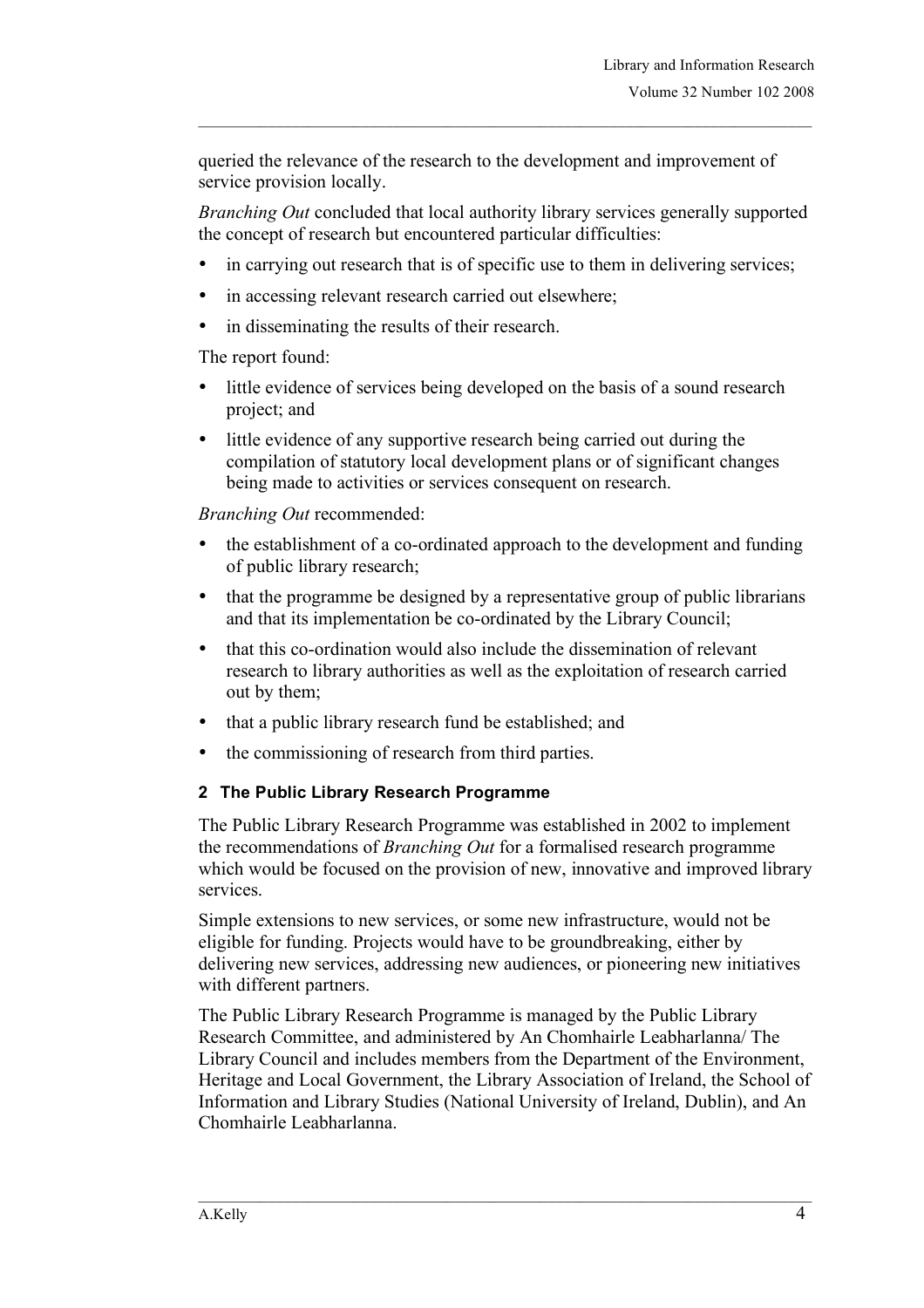queried the relevance of the research to the development and improvement of service provision locally.

*Branching Out* concluded that local authority library services generally supported the concept of research but encountered particular difficulties:

- in carrying out research that is of specific use to them in delivering services;
- in accessing relevant research carried out elsewhere;
- in disseminating the results of their research.

The report found:

- little evidence of services being developed on the basis of a sound research project; and
- little evidence of any supportive research being carried out during the compilation of statutory local development plans or of significant changes being made to activities or services consequent on research.

*Branching Out* recommended:

- the establishment of a co-ordinated approach to the development and funding of public library research;
- that the programme be designed by a representative group of public librarians and that its implementation be co-ordinated by the Library Council;
- that this co-ordination would also include the dissemination of relevant research to library authorities as well as the exploitation of research carried out by them;
- that a public library research fund be established; and
- the commissioning of research from third parties.

## 2 The Public Library Research Programme

The Public Library Research Programme was established in 2002 to implement the recommendations of *Branching Out* for a formalised research programme which would be focused on the provision of new, innovative and improved library services.

Simple extensions to new services, or some new infrastructure, would not be eligible for funding. Projects would have to be groundbreaking, either by delivering new services, addressing new audiences, or pioneering new initiatives with different partners.

The Public Library Research Programme is managed by the Public Library Research Committee, and administered by An Chomhairle Leabharlanna/ The Library Council and includes members from the Department of the Environment, Heritage and Local Government, the Library Association of Ireland, the School of Information and Library Studies (National University of Ireland, Dublin), and An Chomhairle Leabharlanna.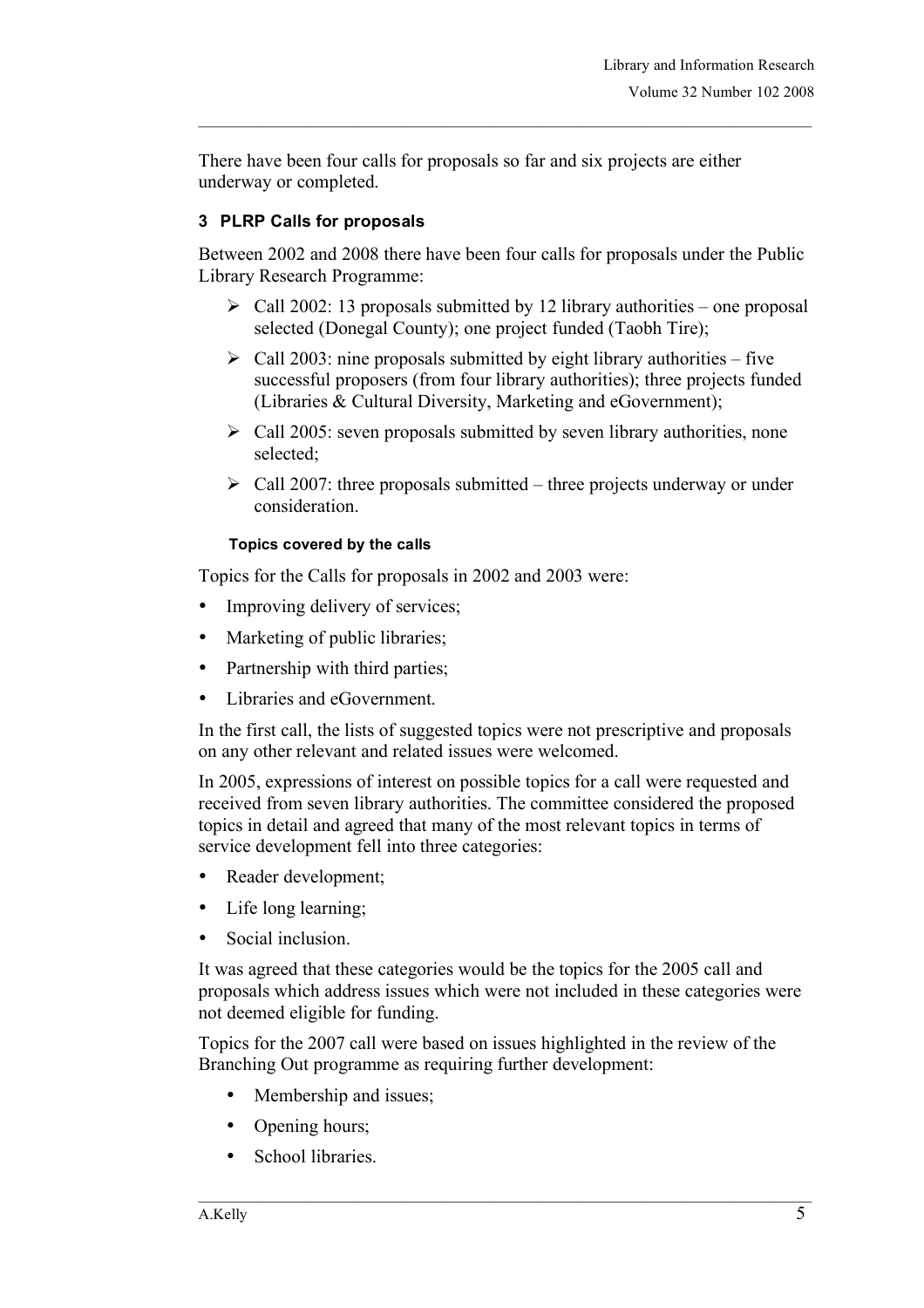There have been four calls for proposals so far and six projects are either underway or completed.

### 3 PLRP Calls for proposals

Between 2002 and 2008 there have been four calls for proposals under the Public Library Research Programme:

- Call 2002: 13 proposals submitted by 12 library authorities – one proposal selected (Donegal County); one project funded (Taobh Tire);
- Call 2003: nine proposals submitted by eight library authorities – five successful proposers (from four library authorities); three projects funded (Libraries & Cultural Diversity, Marketing and eGovernment);
- Call 2005: seven proposals submitted by seven library authorities, none selected;
- Call 2007: three proposals submitted – three projects underway or under consideration.

#### Topics covered by the calls

Topics for the Calls for proposals in 2002 and 2003 were:

- Improving delivery of services;
- Marketing of public libraries;
- Partnership with third parties;
- Libraries and eGovernment.

In the first call, the lists of suggested topics were not prescriptive and proposals on any other relevant and related issues were welcomed.

In 2005, expressions of interest on possible topics for a call were requested and received from seven library authorities. The committee considered the proposed topics in detail and agreed that many of the most relevant topics in terms of service development fell into three categories:

- Reader development;
- Life long learning;
- Social inclusion.

It was agreed that these categories would be the topics for the 2005 call and proposals which address issues which were not included in these categories were not deemed eligible for funding.

Topics for the 2007 call were based on issues highlighted in the review of the Branching Out programme as requiring further development:

- Membership and issues;
- Opening hours;
- School libraries.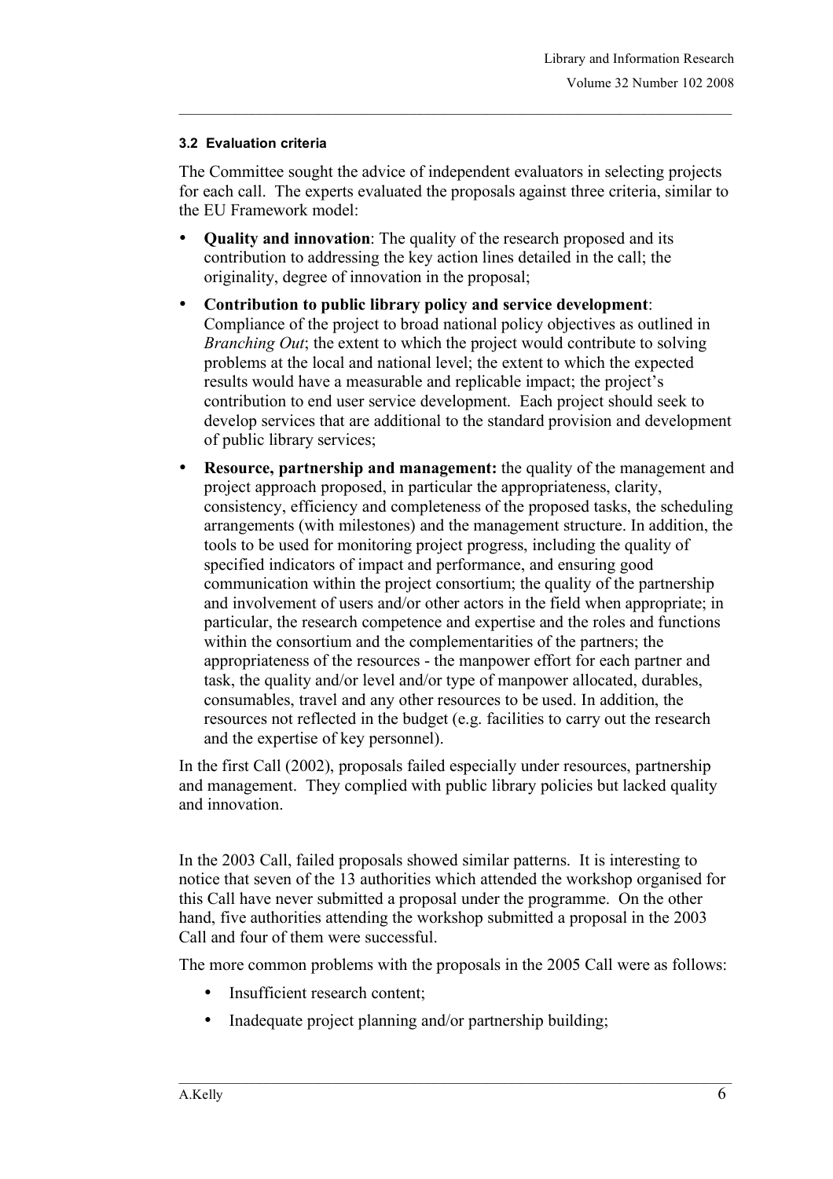### 3.2 Evaluation criteria

The Committee sought the advice of independent evaluators in selecting projects for each call. The experts evaluated the proposals against three criteria, similar to the EU Framework model:

- **Quality and innovation**: The quality of the research proposed and its contribution to addressing the key action lines detailed in the call; the originality, degree of innovation in the proposal;
- **Contribution to public library policy and service development**: Compliance of the project to broad national policy objectives as outlined in *Branching Out*; the extent to which the project would contribute to solving problems at the local and national level; the extent to which the expected results would have a measurable and replicable impact; the project's contribution to end user service development. Each project should seek to develop services that are additional to the standard provision and development of public library services;
- **Resource, partnership and management:** the quality of the management and project approach proposed, in particular the appropriateness, clarity, consistency, efficiency and completeness of the proposed tasks, the scheduling arrangements (with milestones) and the management structure. In addition, the tools to be used for monitoring project progress, including the quality of specified indicators of impact and performance, and ensuring good communication within the project consortium; the quality of the partnership and involvement of users and/or other actors in the field when appropriate; in particular, the research competence and expertise and the roles and functions within the consortium and the complementarities of the partners; the appropriateness of the resources - the manpower effort for each partner and task, the quality and/or level and/or type of manpower allocated, durables, consumables, travel and any other resources to be used. In addition, the resources not reflected in the budget (e.g. facilities to carry out the research and the expertise of key personnel).

In the first Call (2002), proposals failed especially under resources, partnership and management. They complied with public library policies but lacked quality and innovation.

In the 2003 Call, failed proposals showed similar patterns. It is interesting to notice that seven of the 13 authorities which attended the workshop organised for this Call have never submitted a proposal under the programme. On the other hand, five authorities attending the workshop submitted a proposal in the 2003 Call and four of them were successful.

The more common problems with the proposals in the 2005 Call were as follows:

- Insufficient research content;
- Inadequate project planning and/or partnership building;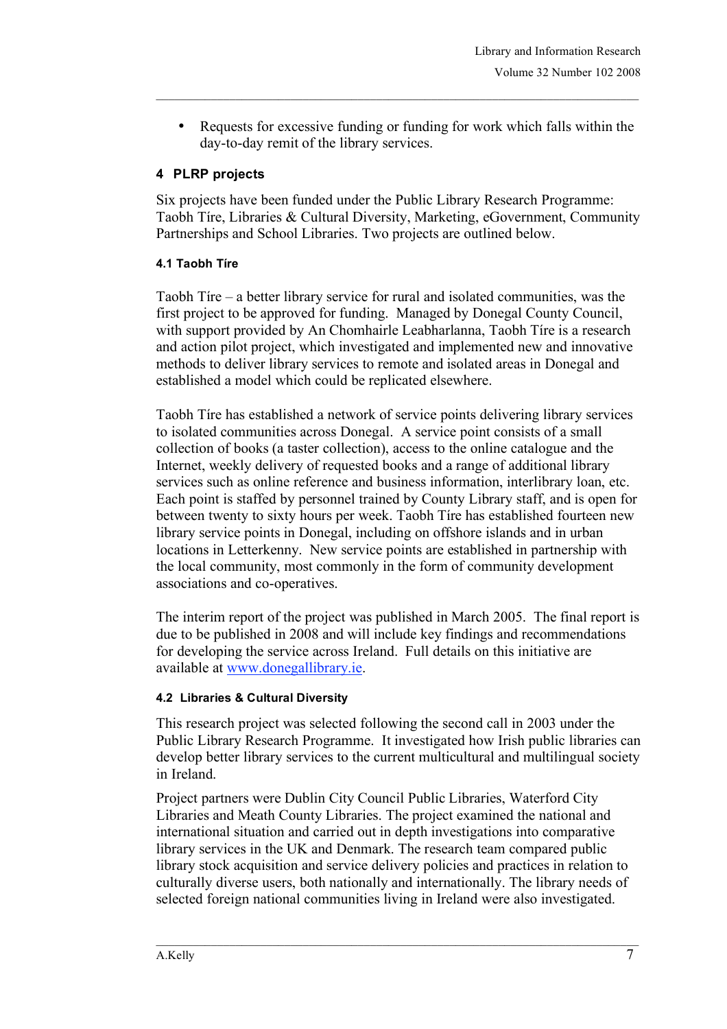- Requests for excessive funding or funding for work which falls within the day-to-day remit of the library services.

## 4 PLRP projects

Six projects have been funded under the Public Library Research Programme: Taobh Tíre, Libraries & Cultural Diversity, Marketing, eGovernment, Community Partnerships and School Libraries. Two projects are outlined below.

### 4.1 Taobh Tíre

Taobh Tíre – a better library service for rural and isolated communities, was the first project to be approved for funding. Managed by Donegal County Council, with support provided by An Chomhairle Leabharlanna, Taobh Tíre is a research and action pilot project, which investigated and implemented new and innovative methods to deliver library services to remote and isolated areas in Donegal and established a model which could be replicated elsewhere.

Taobh Tíre has established a network of service points delivering library services to isolated communities across Donegal. A service point consists of a small collection of books (a taster collection), access to the online catalogue and the Internet, weekly delivery of requested books and a range of additional library services such as online reference and business information, interlibrary loan, etc. Each point is staffed by personnel trained by County Library staff, and is open for between twenty to sixty hours per week. Taobh Tíre has established fourteen new library service points in Donegal, including on offshore islands and in urban locations in Letterkenny. New service points are established in partnership with the local community, most commonly in the form of community development associations and co-operatives.

The interim report of the project was published in March 2005. The final report is due to be published in 2008 and will include key findings and recommendations for developing the service across Ireland. Full details on this initiative are available at [www.donegallibrary.ie](http://www.donegallibrary.ie).

### 4.2 Libraries & Cultural Diversity

This research project was selected following the second call in 2003 under the Public Library Research Programme. It investigated how Irish public libraries can develop better library services to the current multicultural and multilingual society in Ireland.

Project partners were Dublin City Council Public Libraries, Waterford City Libraries and Meath County Libraries. The project examined the national and international situation and carried out in depth investigations into comparative library services in the UK and Denmark. The research team compared public library stock acquisition and service delivery policies and practices in relation to culturally diverse users, both nationally and internationally. The library needs of selected foreign national communities living in Ireland were also investigated.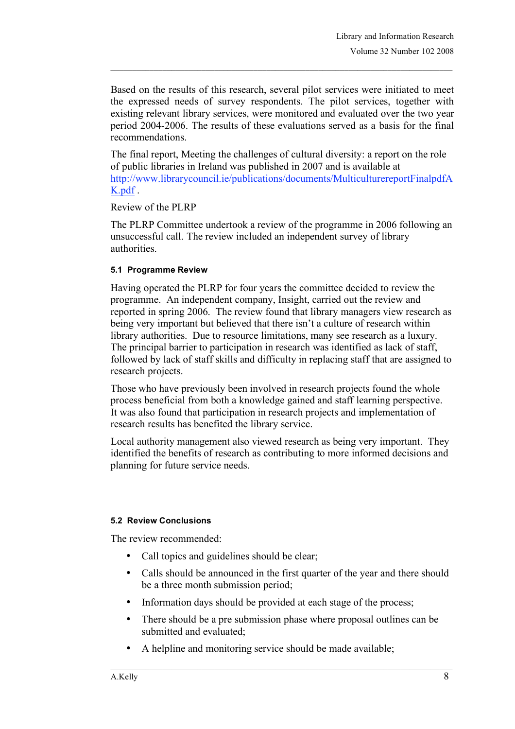Based on the results of this research, several pilot services were initiated to meet the expressed needs of survey respondents. The pilot services, together with existing relevant library services, were monitored and evaluated over the two year period 2004-2006. The results of these evaluations served as a basis for the final recommendations.

The final report, Meeting the challenges of cultural diversity: a report on the role of public libraries in Ireland was published in 2007 and is available at http://www.librarycouncil.ie/publications/documents/MulticulturereportFinalpdfAK.pdf .

Review of the PLRP

The PLRP Committee undertook a review of the programme in 2006 following an unsuccessful call. The review included an independent survey of library authorities.

#### 5.1 Programme Review

Having operated the PLRP for four years the committee decided to review the programme. An independent company, Insight, carried out the review and reported in spring 2006. The review found that library managers view research as being very important but believed that there isn't a culture of research within library authorities. Due to resource limitations, many see research as a luxury. The principal barrier to participation in research was identified as lack of staff, followed by lack of staff skills and difficulty in replacing staff that are assigned to research projects.

Those who have previously been involved in research projects found the whole process beneficial from both a knowledge gained and staff learning perspective. It was also found that participation in research projects and implementation of research results has benefited the library service.

Local authority management also viewed research as being very important. They identified the benefits of research as contributing to more informed decisions and planning for future service needs.

#### 5.2 Review Conclusions

The review recommended:

- Call topics and guidelines should be clear;
- Calls should be announced in the first quarter of the year and there should be a three month submission period;
- Information days should be provided at each stage of the process;
- There should be a pre submission phase where proposal outlines can be submitted and evaluated;
- A helpline and monitoring service should be made available;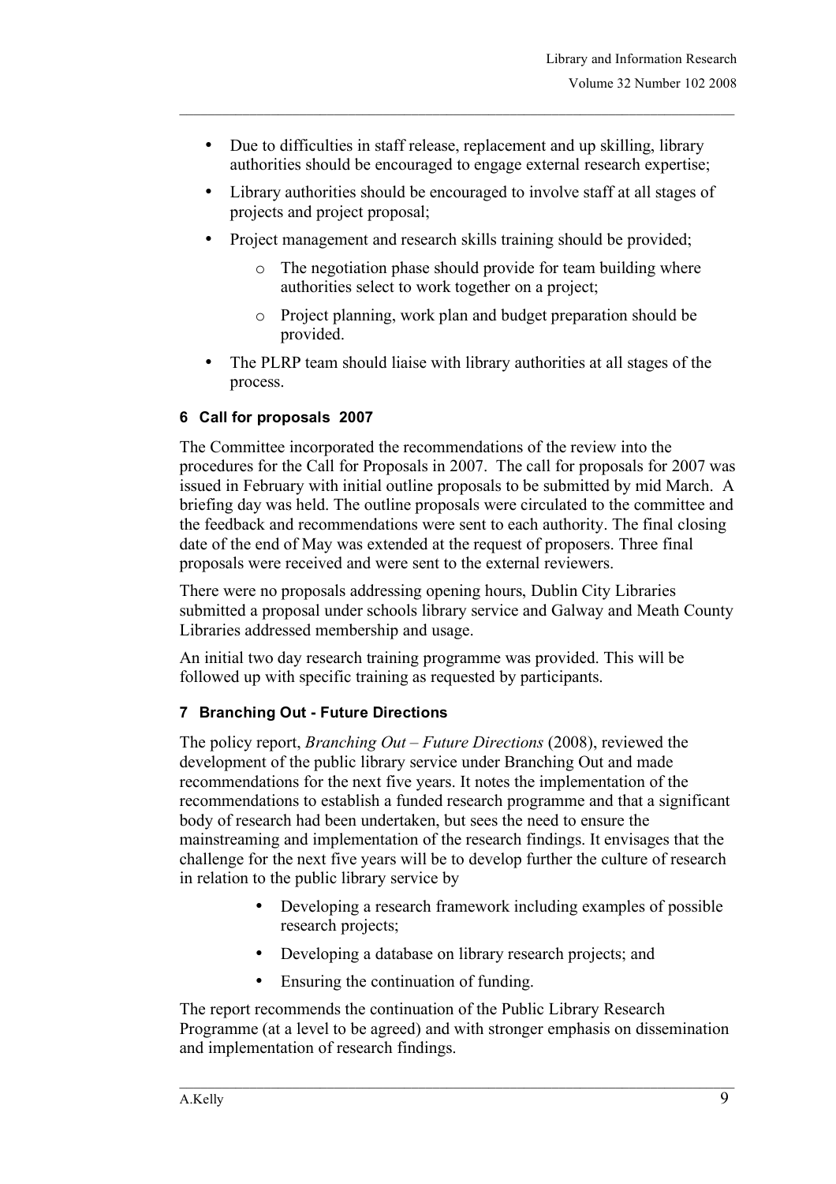- Due to difficulties in staff release, replacement and up skilling, library authorities should be encouraged to engage external research expertise;
- Library authorities should be encouraged to involve staff at all stages of projects and project proposal;
- Project management and research skills training should be provided;
    - The negotiation phase should provide for team building where authorities select to work together on a project;
    - Project planning, work plan and budget preparation should be provided.
- The PLRP team should liaise with library authorities at all stages of the process.

### 6 Call for proposals 2007

The Committee incorporated the recommendations of the review into the procedures for the Call for Proposals in 2007. The call for proposals for 2007 was issued in February with initial outline proposals to be submitted by mid March. A briefing day was held. The outline proposals were circulated to the committee and the feedback and recommendations were sent to each authority. The final closing date of the end of May was extended at the request of proposers. Three final proposals were received and were sent to the external reviewers.

There were no proposals addressing opening hours, Dublin City Libraries submitted a proposal under schools library service and Galway and Meath County Libraries addressed membership and usage.

An initial two day research training programme was provided. This will be followed up with specific training as requested by participants.

### 7 Branching Out - Future Directions

The policy report, *Branching Out – Future Directions* (2008), reviewed the development of the public library service under Branching Out and made recommendations for the next five years. It notes the implementation of the recommendations to establish a funded research programme and that a significant body of research had been undertaken, but sees the need to ensure the mainstreaming and implementation of the research findings. It envisages that the challenge for the next five years will be to develop further the culture of research in relation to the public library service by

- Developing a research framework including examples of possible research projects;
- Developing a database on library research projects; and
- Ensuring the continuation of funding.

The report recommends the continuation of the Public Library Research Programme (at a level to be agreed) and with stronger emphasis on dissemination and implementation of research findings.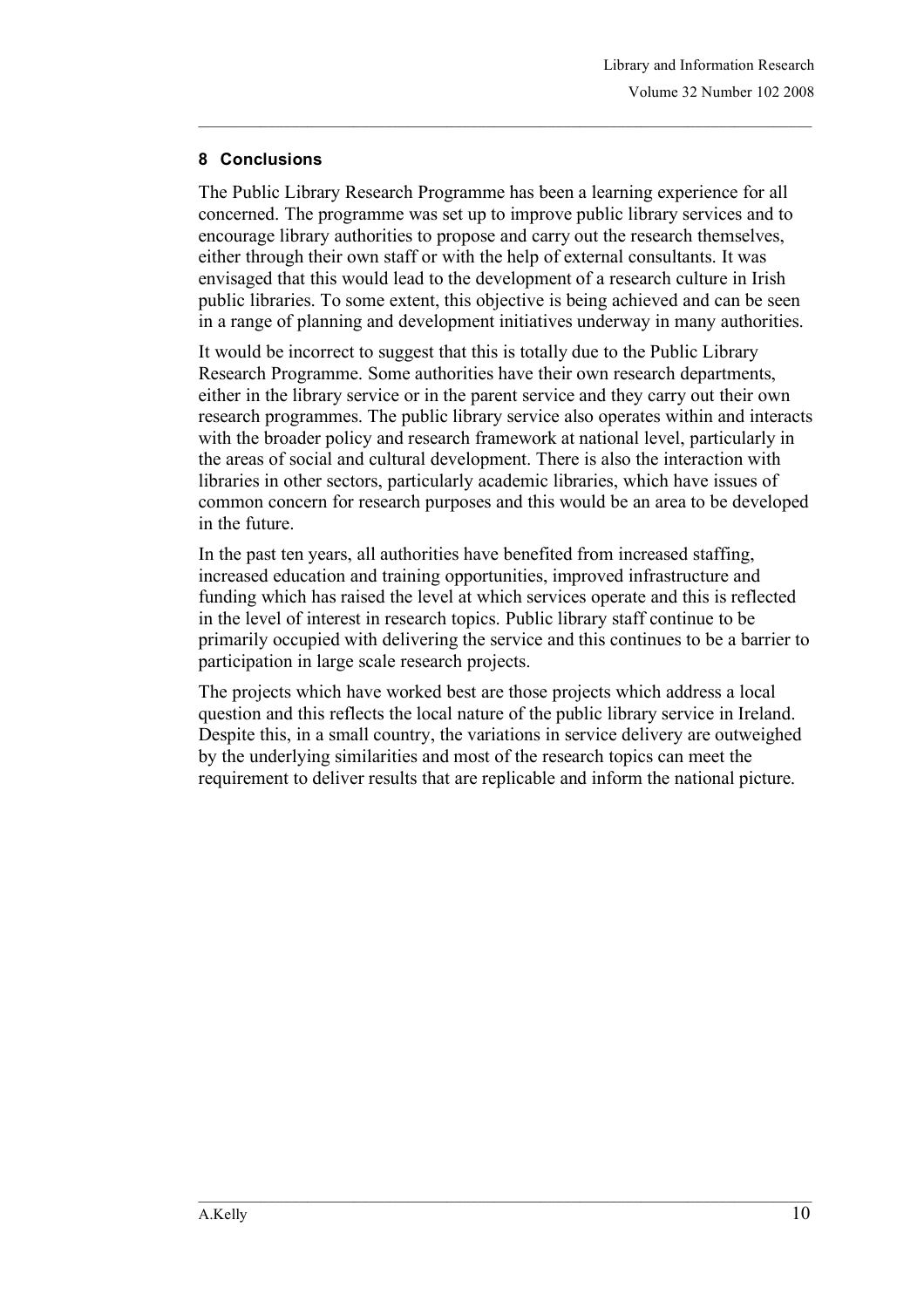## 8 Conclusions

The Public Library Research Programme has been a learning experience for all concerned. The programme was set up to improve public library services and to encourage library authorities to propose and carry out the research themselves, either through their own staff or with the help of external consultants. It was envisaged that this would lead to the development of a research culture in Irish public libraries. To some extent, this objective is being achieved and can be seen in a range of planning and development initiatives underway in many authorities.

It would be incorrect to suggest that this is totally due to the Public Library Research Programme. Some authorities have their own research departments, either in the library service or in the parent service and they carry out their own research programmes. The public library service also operates within and interacts with the broader policy and research framework at national level, particularly in the areas of social and cultural development. There is also the interaction with libraries in other sectors, particularly academic libraries, which have issues of common concern for research purposes and this would be an area to be developed in the future.

In the past ten years, all authorities have benefited from increased staffing, increased education and training opportunities, improved infrastructure and funding which has raised the level at which services operate and this is reflected in the level of interest in research topics. Public library staff continue to be primarily occupied with delivering the service and this continues to be a barrier to participation in large scale research projects.

The projects which have worked best are those projects which address a local question and this reflects the local nature of the public library service in Ireland. Despite this, in a small country, the variations in service delivery are outweighed by the underlying similarities and most of the research topics can meet the requirement to deliver results that are replicable and inform the national picture.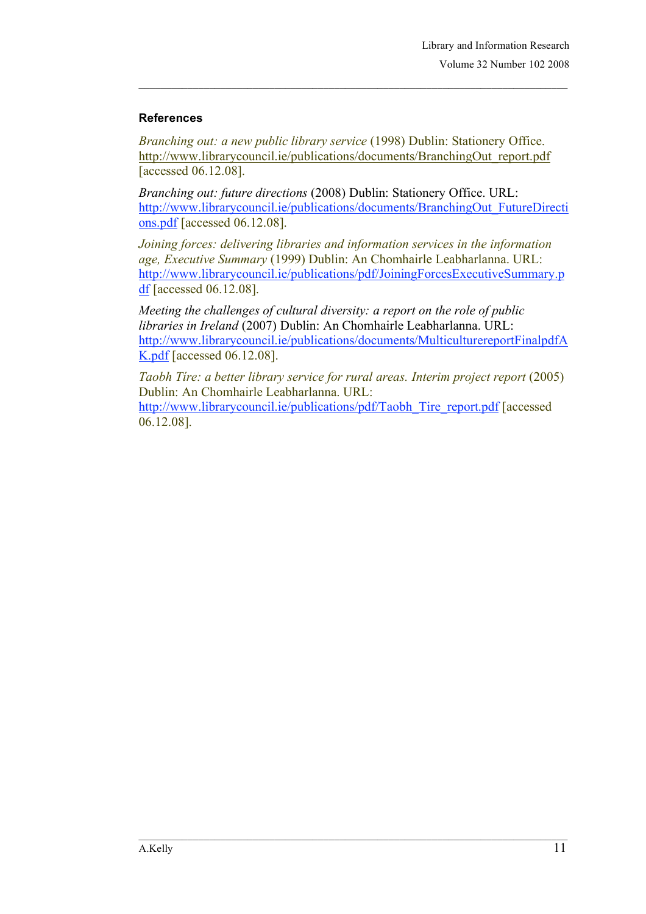**References**

*Branching out: a new public library service* (1998) Dublin: Stationery Office. http://www.librarycouncil.ie/publications/documents/BranchingOut_report.pdf [accessed 06.12.08].

*Branching out: future directions* (2008) Dublin: Stationery Office. URL: http://www.librarycouncil.ie/publications/documents/BranchingOut_FutureDirections.pdf [accessed 06.12.08].

*Joining forces: delivering libraries and information services in the information age, Executive Summary* (1999) Dublin: An Chomhairle Leabharlanna. URL: http://www.librarycouncil.ie/publications/pdf/JoiningForcesExecutiveSummary.pdf [accessed 06.12.08].

*Meeting the challenges of cultural diversity: a report on the role of public libraries in Ireland* (2007) Dublin: An Chomhairle Leabharlanna. URL: http://www.librarycouncil.ie/publications/documents/MulticulturereportFinalpdfAK.pdf [accessed 06.12.08].

*Taobh Tíre: a better library service for rural areas. Interim project report* (2005) Dublin: An Chomhairle Leabharlanna. URL: http://www.librarycouncil.ie/publications/pdf/Taobh_Tire_report.pdf [accessed 06.12.08].